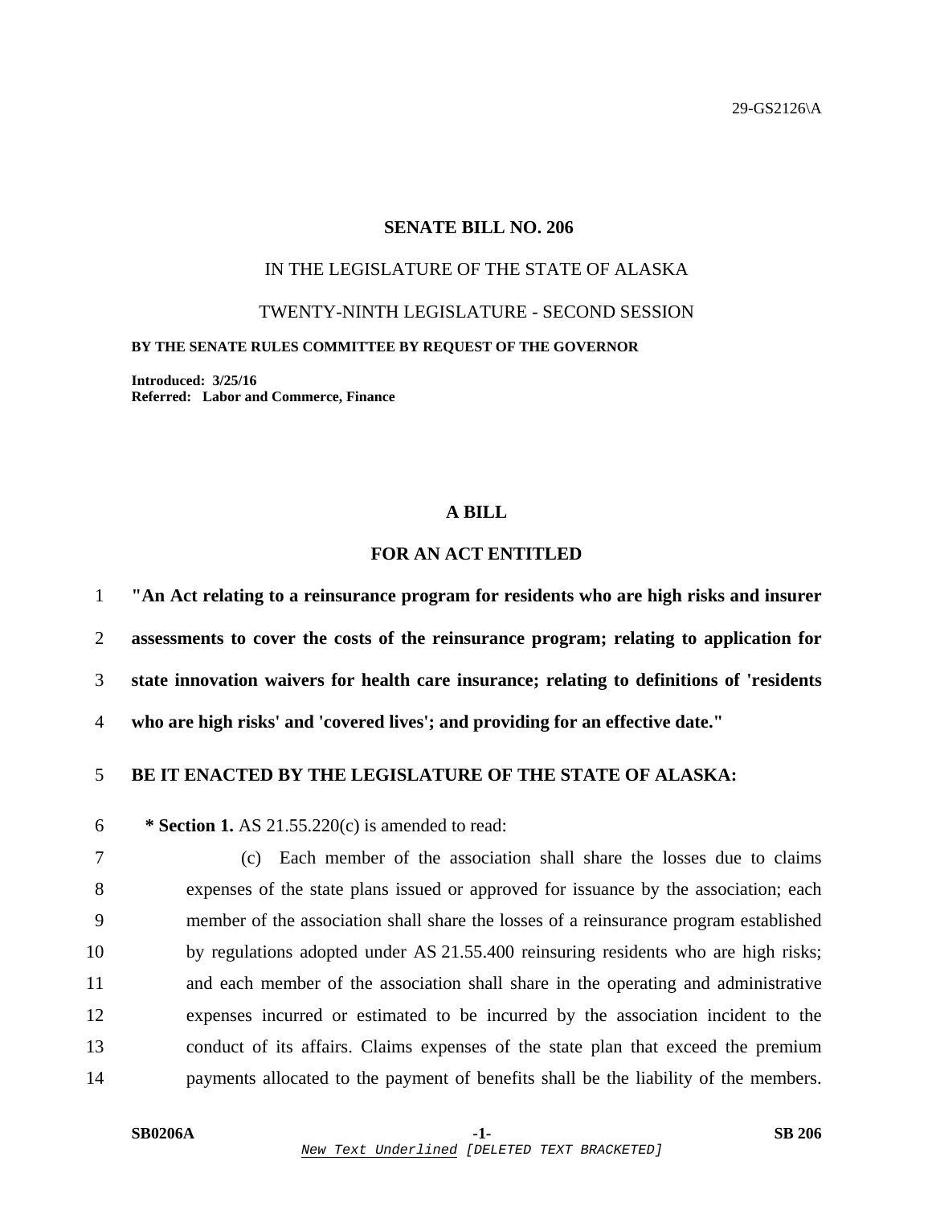29-GS2126\A

# SENATE BILL NO. 206

IN THE LEGISLATURE OF THE STATE OF ALASKA

TWENTY-NINTH LEGISLATURE - SECOND SESSION

**BY THE SENATE RULES COMMITTEE BY REQUEST OF THE GOVERNOR**

**Introduced: 3/25/16**
**Referred: Labor and Commerce, Finance**

## A BILL

## FOR AN ACT ENTITLED

1 **"An Act relating to a reinsurance program for residents who are high risks and insurer**
2 **assessments to cover the costs of the reinsurance program; relating to application for**
3 **state innovation waivers for health care insurance; relating to definitions of 'residents**
4 **who are high risks' and 'covered lives'; and providing for an effective date."**

5 **BE IT ENACTED BY THE LEGISLATURE OF THE STATE OF ALASKA:**

6 **\* Section 1.** AS 21.55.220(c) is amended to read:
7 (c) Each member of the association shall share the losses due to claims
8 expenses of the state plans issued or approved for issuance by the association; each
9 member of the association shall share the losses of a reinsurance program established
10 by regulations adopted under AS 21.55.400 reinsuring residents who are high risks;
11 and each member of the association shall share in the operating and administrative
12 expenses incurred or estimated to be incurred by the association incident to the
13 conduct of its affairs. Claims expenses of the state plan that exceed the premium
14 payments allocated to the payment of benefits shall be the liability of the members.

New Text Underlined [DELETED TEXT BRACKETED]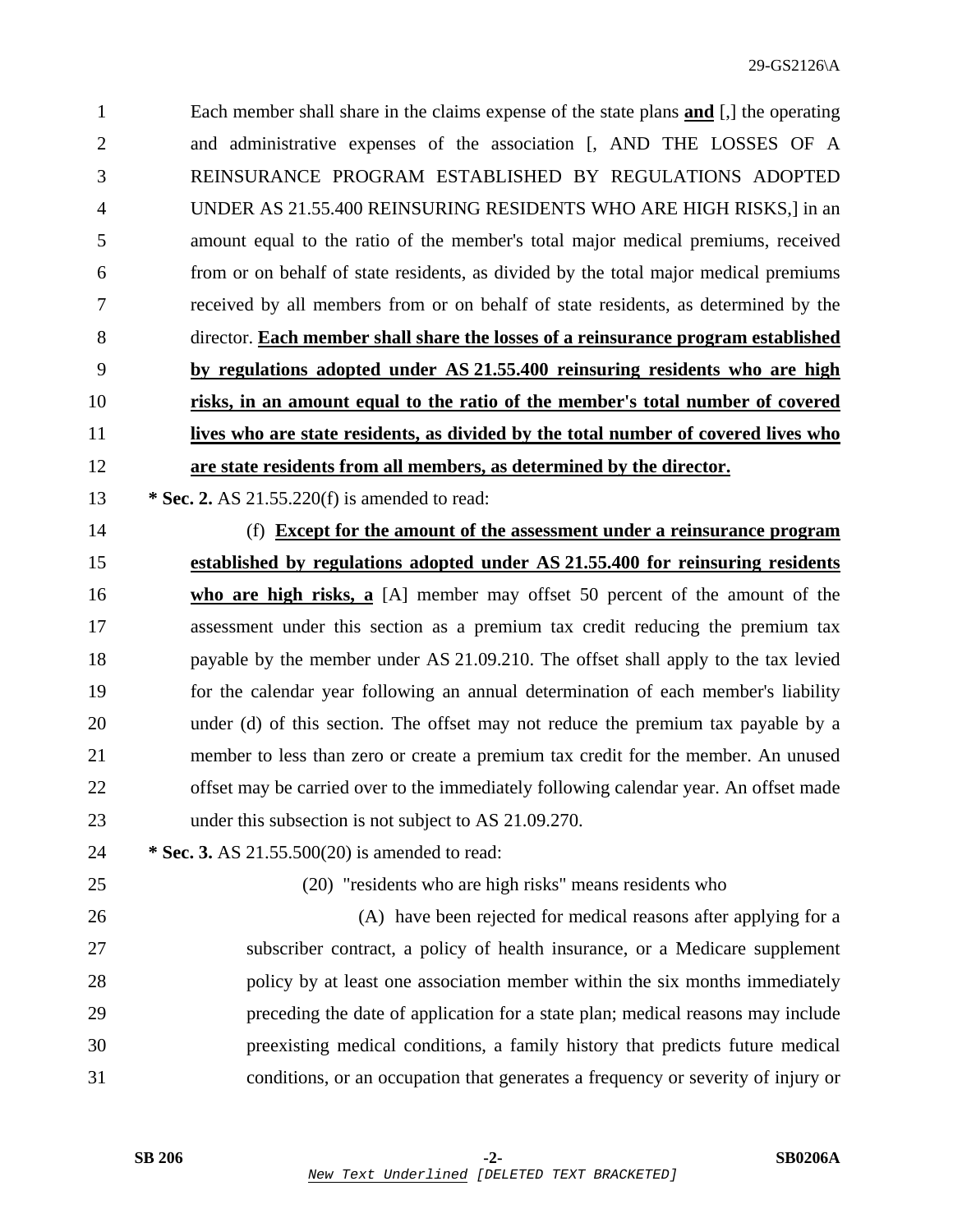Each member shall share in the claims expense of the state plans **and** [,] the operating and administrative expenses of the association [, AND THE LOSSES OF A REINSURANCE PROGRAM ESTABLISHED BY REGULATIONS ADOPTED UNDER AS 21.55.400 REINSURING RESIDENTS WHO ARE HIGH RISKS,] in an amount equal to the ratio of the member's total major medical premiums, received from or on behalf of state residents, as divided by the total major medical premiums received by all members from or on behalf of state residents, as determined by the director. **Each member shall share the losses of a reinsurance program established by regulations adopted under AS 21.55.400 reinsuring residents who are high risks, in an amount equal to the ratio of the member's total number of covered lives who are state residents, as divided by the total number of covered lives who are state residents from all members, as determined by the director.**

**\* Sec. 2.** AS 21.55.220(f) is amended to read:

(f) **Except for the amount of the assessment under a reinsurance program established by regulations adopted under AS 21.55.400 for reinsuring residents who are high risks, a** [A] member may offset 50 percent of the amount of the assessment under this section as a premium tax credit reducing the premium tax payable by the member under AS 21.09.210. The offset shall apply to the tax levied for the calendar year following an annual determination of each member's liability under (d) of this section. The offset may not reduce the premium tax payable by a member to less than zero or create a premium tax credit for the member. An unused offset may be carried over to the immediately following calendar year. An offset made under this subsection is not subject to AS 21.09.270.

**\* Sec. 3.** AS 21.55.500(20) is amended to read:

(20) "residents who are high risks" means residents who

(A) have been rejected for medical reasons after applying for a subscriber contract, a policy of health insurance, or a Medicare supplement policy by at least one association member within the six months immediately preceding the date of application for a state plan; medical reasons may include preexisting medical conditions, a family history that predicts future medical conditions, or an occupation that generates a frequency or severity of injury or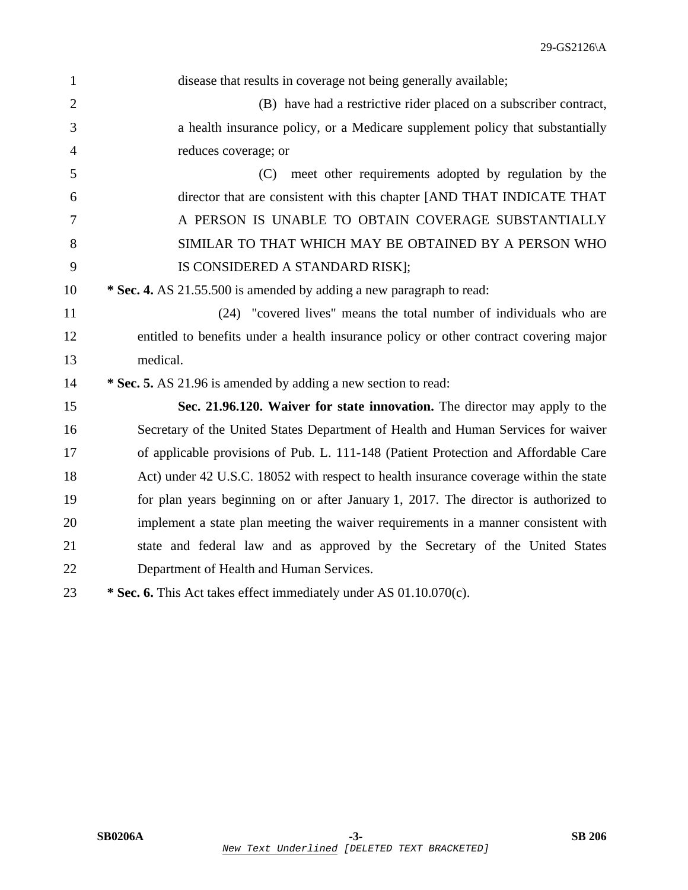disease that results in coverage not being generally available;

(B) have had a restrictive rider placed on a subscriber contract, a health insurance policy, or a Medicare supplement policy that substantially reduces coverage; or

(C) meet other requirements adopted by regulation by the director that are consistent with this chapter [AND THAT INDICATE THAT A PERSON IS UNABLE TO OBTAIN COVERAGE SUBSTANTIALLY SIMILAR TO THAT WHICH MAY BE OBTAINED BY A PERSON WHO IS CONSIDERED A STANDARD RISK];

**\* Sec. 4.** AS 21.55.500 is amended by adding a new paragraph to read:

(24) "covered lives" means the total number of individuals who are entitled to benefits under a health insurance policy or other contract covering major medical.

**\* Sec. 5.** AS 21.96 is amended by adding a new section to read:

**Sec. 21.96.120. Waiver for state innovation.** The director may apply to the Secretary of the United States Department of Health and Human Services for waiver of applicable provisions of Pub. L. 111-148 (Patient Protection and Affordable Care Act) under 42 U.S.C. 18052 with respect to health insurance coverage within the state for plan years beginning on or after January 1, 2017. The director is authorized to implement a state plan meeting the waiver requirements in a manner consistent with state and federal law and as approved by the Secretary of the United States Department of Health and Human Services.

**\* Sec. 6.** This Act takes effect immediately under AS 01.10.070(c).